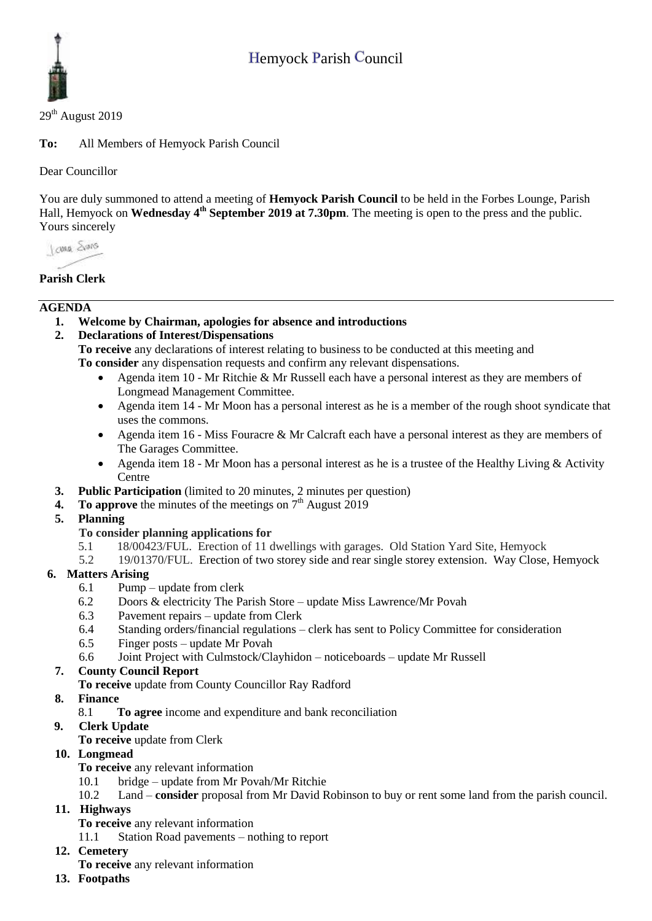# Hemyock Parish Council

29th August 2019

**To:** All Members of Hemyock Parish Council

Dear Councillor

You are duly summoned to attend a meeting of **Hemyock Parish Council** to be held in the Forbes Lounge, Parish Hall, Hemyock on **Wednesday 4th September 2019 at 7.30pm**. The meeting is open to the press and the public.
Yours sincerely

**Parish Clerk**

---

## AGENDA

1. **Welcome by Chairman, apologies for absence and introductions**
2. **Declarations of Interest/Dispensations**
   **To receive** any declarations of interest relating to business to be conducted at this meeting and
   **To consider** any dispensation requests and confirm any relevant dispensations.
   - Agenda item 10 - Mr Ritchie & Mr Russell each have a personal interest as they are members of Longmead Management Committee.
   - Agenda item 14 - Mr Moon has a personal interest as he is a member of the rough shoot syndicate that uses the commons.
   - Agenda item 16 - Miss Fouracre & Mr Calcraft each have a personal interest as they are members of The Garages Committee.
   - Agenda item 18 - Mr Moon has a personal interest as he is a trustee of the Healthy Living & Activity Centre
3. **Public Participation** (limited to 20 minutes, 2 minutes per question)
4. **To approve** the minutes of the meetings on 7th August 2019
5. **Planning**
   **To consider planning applications for**
   - 5.1 18/00423/FUL. Erection of 11 dwellings with garages. Old Station Yard Site, Hemyock
   - 5.2 19/01370/FUL. Erection of two storey side and rear single storey extension. Way Close, Hemyock
6. **Matters Arising**
   - 6.1 Pump – update from clerk
   - 6.2 Doors & electricity The Parish Store – update Miss Lawrence/Mr Povah
   - 6.3 Pavement repairs – update from Clerk
   - 6.4 Standing orders/financial regulations – clerk has sent to Policy Committee for consideration
   - 6.5 Finger posts – update Mr Povah
   - 6.6 Joint Project with Culmstock/Clayhidon – noticeboards – update Mr Russell
7. **County Council Report**
   **To receive** update from County Councillor Ray Radford
8. **Finance**
   - 8.1 **To agree** income and expenditure and bank reconciliation
9. **Clerk Update**
   **To receive** update from Clerk
10. **Longmead**
    **To receive** any relevant information
    - 10.1 bridge – update from Mr Povah/Mr Ritchie
    - 10.2 Land – **consider** proposal from Mr David Robinson to buy or rent some land from the parish council.
11. **Highways**
    **To receive** any relevant information
    - 11.1 Station Road pavements – nothing to report
12. **Cemetery**
    **To receive** any relevant information
13. **Footpaths**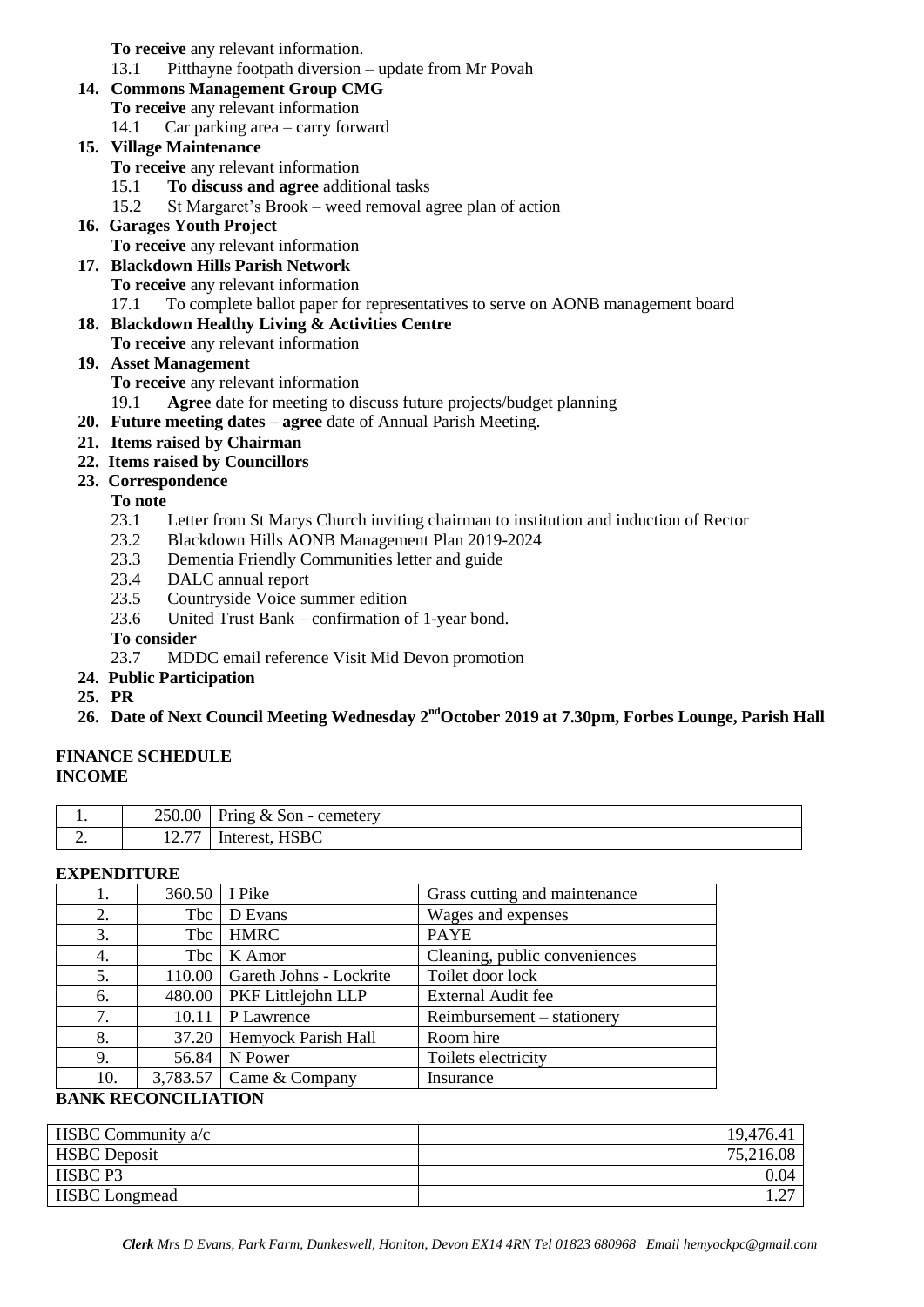**To receive** any relevant information.

13.1 Pitthayne footpath diversion – update from Mr Povah

**14. Commons Management Group CMG**

**To receive** any relevant information

14.1 Car parking area – carry forward

**15. Village Maintenance**

**To receive** any relevant information

15.1 **To discuss and agree** additional tasks

15.2 St Margaret's Brook – weed removal agree plan of action

**16. Garages Youth Project**

**To receive** any relevant information

**17. Blackdown Hills Parish Network**

**To receive** any relevant information

17.1 To complete ballot paper for representatives to serve on AONB management board

**18. Blackdown Healthy Living & Activities Centre**

**To receive** any relevant information

**19. Asset Management**

**To receive** any relevant information

19.1 **Agree** date for meeting to discuss future projects/budget planning

**20. Future meeting dates – agree** date of Annual Parish Meeting.

**21. Items raised by Chairman**

**22. Items raised by Councillors**

**23. Correspondence**

**To note**

23.1 Letter from St Marys Church inviting chairman to institution and induction of Rector

23.2 Blackdown Hills AONB Management Plan 2019-2024

23.3 Dementia Friendly Communities letter and guide

23.4 DALC annual report

23.5 Countryside Voice summer edition

23.6 United Trust Bank – confirmation of 1-year bond.

**To consider**

23.7 MDDC email reference Visit Mid Devon promotion

**24. Public Participation**

**25. PR**

**26. Date of Next Council Meeting Wednesday 2nd October 2019 at 7.30pm, Forbes Lounge, Parish Hall**

**FINANCE SCHEDULE**

**INCOME**

| | | |
|---|---|---|
| 1. | 250.00 | Pring & Son - cemetery |
| 2. | 12.77 | Interest, HSBC |

**EXPENDITURE**

| | | | |
|---|---|---|---|
| 1. | 360.50 | I Pike | Grass cutting and maintenance |
| 2. | Tbc | D Evans | Wages and expenses |
| 3. | Tbc | HMRC | PAYE |
| 4. | Tbc | K Amor | Cleaning, public conveniences |
| 5. | 110.00 | Gareth Johns - Lockrite | Toilet door lock |
| 6. | 480.00 | PKF Littlejohn LLP | External Audit fee |
| 7. | 10.11 | P Lawrence | Reimbursement – stationery |
| 8. | 37.20 | Hemyock Parish Hall | Room hire |
| 9. | 56.84 | N Power | Toilets electricity |
| 10. | 3,783.57 | Came & Company | Insurance |

**BANK RECONCILIATION**

| | |
|---|---|
| HSBC Community a/c | 19,476.41 |
| HSBC Deposit | 75,216.08 |
| HSBC P3 | 0.04 |
| HSBC Longmead | 1.27 |

*Clerk Mrs D Evans, Park Farm, Dunkeswell, Honiton, Devon EX14 4RN Tel 01823 680968 Email hemyockpc@gmail.com*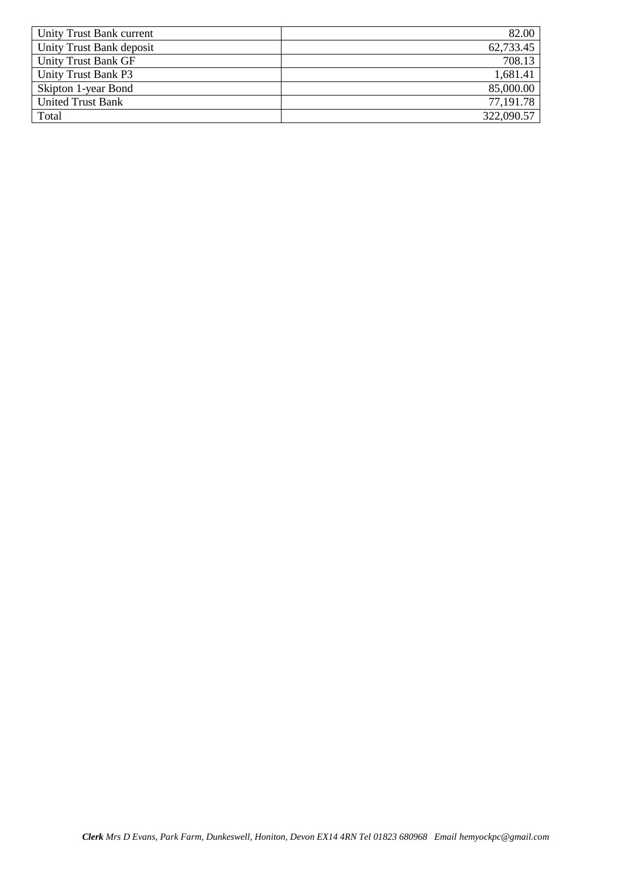| | |
|---|---|
| Unity Trust Bank current | 82.00 |
| Unity Trust Bank deposit | 62,733.45 |
| Unity Trust Bank GF | 708.13 |
| Unity Trust Bank P3 | 1,681.41 |
| Skipton 1-year Bond | 85,000.00 |
| United Trust Bank | 77,191.78 |
| Total | 322,090.57 |

***Clerk** Mrs D Evans, Park Farm, Dunkeswell, Honiton, Devon EX14 4RN Tel 01823 680968 Email hemyockpc@gmail.com*